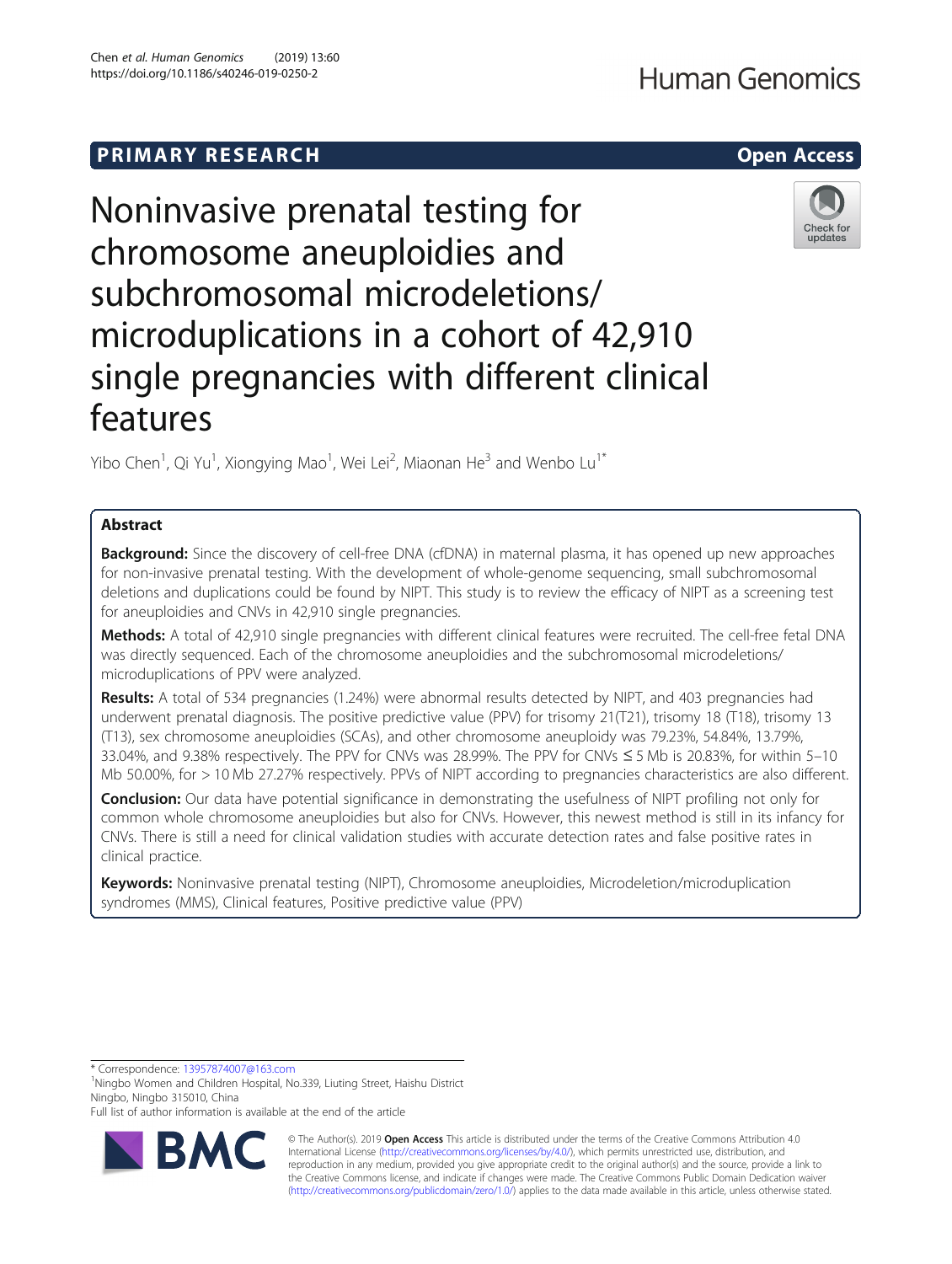# Noninvasive prenatal testing for chromosome aneuploidies and subchromosomal microdeletions/microduplications in a cohort of 42,910 single pregnancies with different clinical features

Yibo Chen[1], Qi Yu[1], Xiongying Mao[1], Wei Lei[2], Miaonan He[3] and Wenbo Lu[1*]

## Abstract

**Background:** Since the discovery of cell-free DNA (cfDNA) in maternal plasma, it has opened up new approaches for non-invasive prenatal testing. With the development of whole-genome sequencing, small subchromosomal deletions and duplications could be found by NIPT. This study is to review the efficacy of NIPT as a screening test for aneuploidies and CNVs in 42,910 single pregnancies.

**Methods:** A total of 42,910 single pregnancies with different clinical features were recruited. The cell-free fetal DNA was directly sequenced. Each of the chromosome aneuploidies and the subchromosomal microdeletions/microduplications of PPV were analyzed.

**Results:** A total of 534 pregnancies (1.24%) were abnormal results detected by NIPT, and 403 pregnancies had underwent prenatal diagnosis. The positive predictive value (PPV) for trisomy 21(T21), trisomy 18 (T18), trisomy 13 (T13), sex chromosome aneuploidies (SCAs), and other chromosome aneuploidy was 79.23%, 54.84%, 13.79%, 33.04%, and 9.38% respectively. The PPV for CNVs was 28.99%. The PPV for CNVs ≤ 5 Mb is 20.83%, for within 5–10 Mb 50.00%, for > 10 Mb 27.27% respectively. PPVs of NIPT according to pregnancies characteristics are also different.

**Conclusion:** Our data have potential significance in demonstrating the usefulness of NIPT profiling not only for common whole chromosome aneuploidies but also for CNVs. However, this newest method is still in its infancy for CNVs. There is still a need for clinical validation studies with accurate detection rates and false positive rates in clinical practice.

**Keywords:** Noninvasive prenatal testing (NIPT), Chromosome aneuploidies, Microdeletion/microduplication syndromes (MMS), Clinical features, Positive predictive value (PPV)

\* Correspondence: 13957874007@163.com

[1]Ningbo Women and Children Hospital, No.339, Liuting Street, Haishu District Ningbo, Ningbo 315010, China

Full list of author information is available at the end of the article

© The Author(s). 2019 **Open Access** This article is distributed under the terms of the Creative Commons Attribution 4.0 International License (http://creativecommons.org/licenses/by/4.0/), which permits unrestricted use, distribution, and reproduction in any medium, provided you give appropriate credit to the original author(s) and the source, provide a link to the Creative Commons license, and indicate if changes were made. The Creative Commons Public Domain Dedication waiver (http://creativecommons.org/publicdomain/zero/1.0/) applies to the data made available in this article, unless otherwise stated.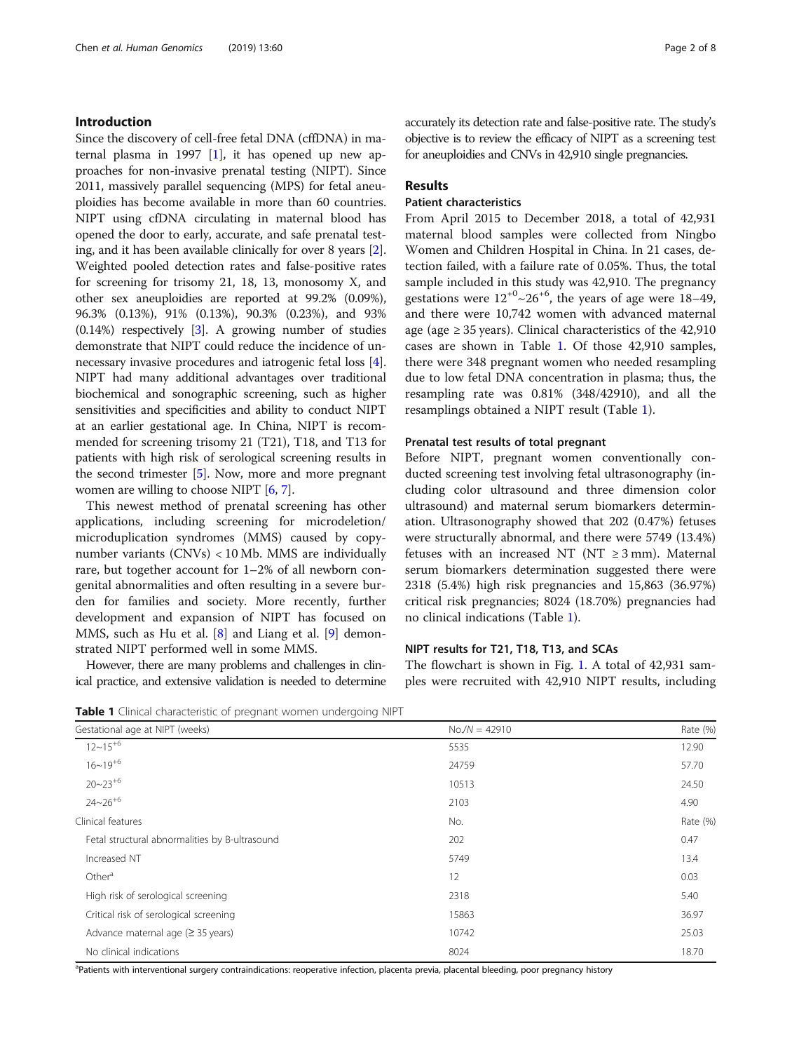## Introduction

Since the discovery of cell-free fetal DNA (cffDNA) in maternal plasma in 1997 [1], it has opened up new approaches for non-invasive prenatal testing (NIPT). Since 2011, massively parallel sequencing (MPS) for fetal aneuploidies has become available in more than 60 countries. NIPT using cfDNA circulating in maternal blood has opened the door to early, accurate, and safe prenatal testing, and it has been available clinically for over 8 years [2]. Weighted pooled detection rates and false-positive rates for screening for trisomy 21, 18, 13, monosomy X, and other sex aneuploidies are reported at 99.2% (0.09%), 96.3% (0.13%), 91% (0.13%), 90.3% (0.23%), and 93% (0.14%) respectively [3]. A growing number of studies demonstrate that NIPT could reduce the incidence of unnecessary invasive procedures and iatrogenic fetal loss [4]. NIPT had many additional advantages over traditional biochemical and sonographic screening, such as higher sensitivities and specificities and ability to conduct NIPT at an earlier gestational age. In China, NIPT is recommended for screening trisomy 21 (T21), T18, and T13 for patients with high risk of serological screening results in the second trimester [5]. Now, more and more pregnant women are willing to choose NIPT [6, 7].

This newest method of prenatal screening has other applications, including screening for microdeletion/microduplication syndromes (MMS) caused by copy-number variants (CNVs) < 10 Mb. MMS are individually rare, but together account for 1–2% of all newborn congenital abnormalities and often resulting in a severe burden for families and society. More recently, further development and expansion of NIPT has focused on MMS, such as Hu et al. [8] and Liang et al. [9] demonstrated NIPT performed well in some MMS.

However, there are many problems and challenges in clinical practice, and extensive validation is needed to determine accurately its detection rate and false-positive rate. The study's objective is to review the efficacy of NIPT as a screening test for aneuploidies and CNVs in 42,910 single pregnancies.

## Results

### Patient characteristics

From April 2015 to December 2018, a total of 42,931 maternal blood samples were collected from Ningbo Women and Children Hospital in China. In 21 cases, detection failed, with a failure rate of 0.05%. Thus, the total sample included in this study was 42,910. The pregnancy gestations were $12^{+0}$~$26^{+6}$, the years of age were 18–49, and there were 10,742 women with advanced maternal age (age ≥ 35 years). Clinical characteristics of the 42,910 cases are shown in Table 1. Of those 42,910 samples, there were 348 pregnant women who needed resampling due to low fetal DNA concentration in plasma; thus, the resampling rate was 0.81% (348/42910), and all the resamplings obtained a NIPT result (Table 1).

### Prenatal test results of total pregnant

Before NIPT, pregnant women conventionally conducted screening test involving fetal ultrasonography (including color ultrasound and three dimension color ultrasound) and maternal serum biomarkers determination. Ultrasonography showed that 202 (0.47%) fetuses were structurally abnormal, and there were 5749 (13.4%) fetuses with an increased NT (NT ≥ 3 mm). Maternal serum biomarkers determination suggested there were 2318 (5.4%) high risk pregnancies and 15,863 (36.97%) critical risk pregnancies; 8024 (18.70%) pregnancies had no clinical indications (Table 1).

### NIPT results for T21, T18, T13, and SCAs

The flowchart is shown in Fig. 1. A total of 42,931 samples were recruited with 42,910 NIPT results, including

**Table 1** Clinical characteristic of pregnant women undergoing NIPT

| Gestational age at NIPT (weeks) | No./N = 42910 | Rate (%) |
|---|---|---|
| $12$~$15^{+6}$ | 5535 | 12.90 |
| $16$~$19^{+6}$ | 24759 | 57.70 |
| $20$~$23^{+6}$ | 10513 | 24.50 |
| $24$~$26^{+6}$ | 2103 | 4.90 |
| Clinical features | No. | Rate (%) |
| Fetal structural abnormalities by B-ultrasound | 202 | 0.47 |
| Increased NT | 5749 | 13.4 |
| Other[a] | 12 | 0.03 |
| High risk of serological screening | 2318 | 5.40 |
| Critical risk of serological screening | 15863 | 36.97 |
| Advance maternal age (≥ 35 years) | 10742 | 25.03 |
| No clinical indications | 8024 | 18.70 |

[a]Patients with interventional surgery contraindications: reoperative infection, placenta previa, placental bleeding, poor pregnancy history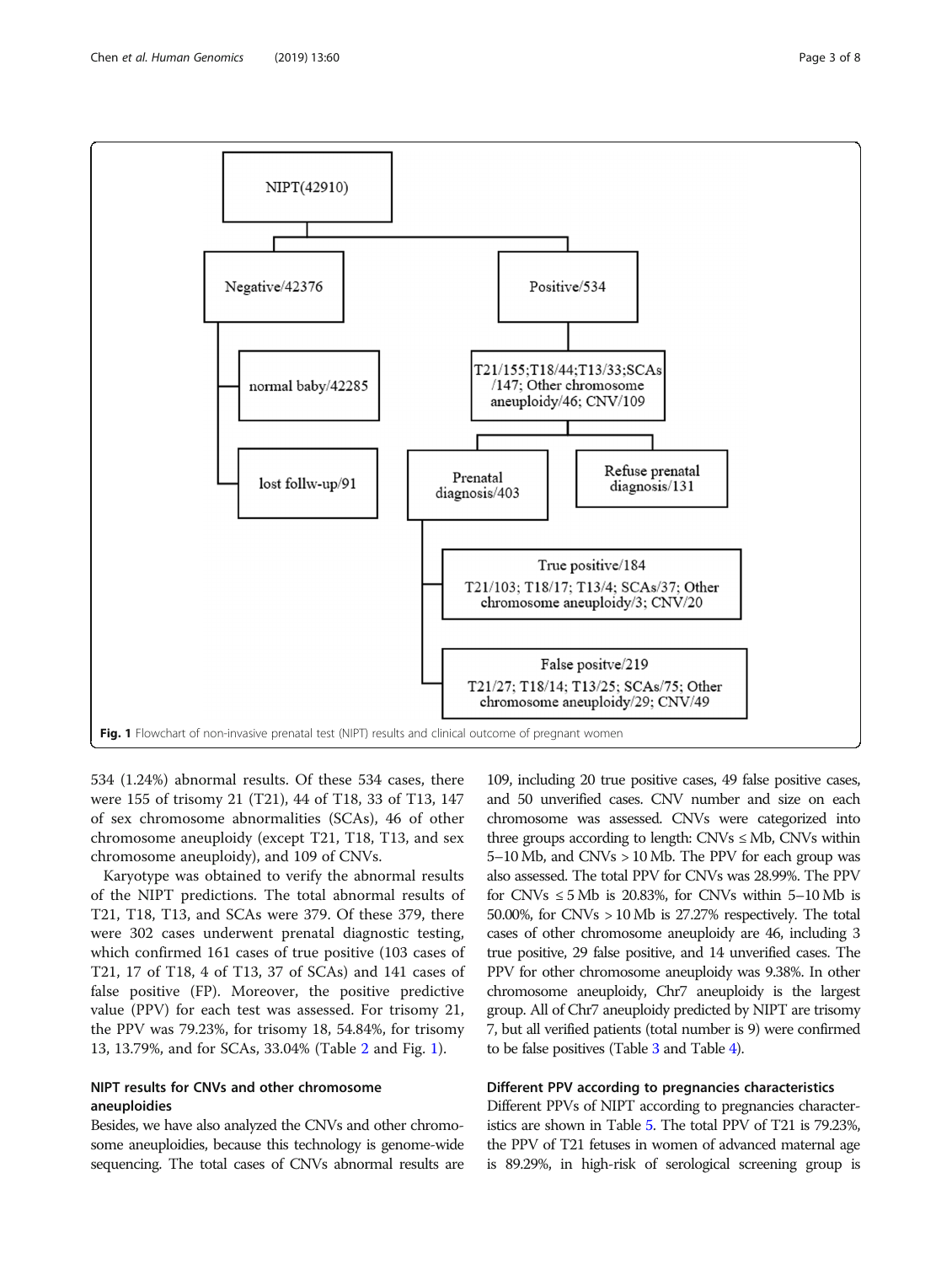NIPT(42910)

- Negative/42376
  - normal baby/42285
  - lost follw-up/91
- Positive/534
  - T21/155; T18/44; T13/33; SCAs/147; Other chromosome aneuploidy/46; CNV/109
    - Prenatal diagnosis/403
      - True positive/184: T21/103; T18/17; T13/4; SCAs/37; Other chromosome aneuploidy/3; CNV/20
      - False positve/219: T21/27; T18/14; T13/25; SCAs/75; Other chromosome aneuploidy/29; CNV/49
    - Refuse prenatal diagnosis/131

**Fig. 1** Flowchart of non-invasive prenatal test (NIPT) results and clinical outcome of pregnant women

534 (1.24%) abnormal results. Of these 534 cases, there were 155 of trisomy 21 (T21), 44 of T18, 33 of T13, 147 of sex chromosome abnormalities (SCAs), 46 of other chromosome aneuploidy (except T21, T18, T13, and sex chromosome aneuploidy), and 109 of CNVs.

Karyotype was obtained to verify the abnormal results of the NIPT predictions. The total abnormal results of T21, T18, T13, and SCAs were 379. Of these 379, there were 302 cases underwent prenatal diagnostic testing, which confirmed 161 cases of true positive (103 cases of T21, 17 of T18, 4 of T13, 37 of SCAs) and 141 cases of false positive (FP). Moreover, the positive predictive value (PPV) for each test was assessed. For trisomy 21, the PPV was 79.23%, for trisomy 18, 54.84%, for trisomy 13, 13.79%, and for SCAs, 33.04% (Table 2 and Fig. 1).

## NIPT results for CNVs and other chromosome aneuploidies

Besides, we have also analyzed the CNVs and other chromosome aneuploidies, because this technology is genome-wide sequencing. The total cases of CNVs abnormal results are 109, including 20 true positive cases, 49 false positive cases, and 50 unverified cases. CNV number and size on each chromosome was assessed. CNVs were categorized into three groups according to length: CNVs ≤ Mb, CNVs within 5–10 Mb, and CNVs > 10 Mb. The PPV for each group was also assessed. The total PPV for CNVs was 28.99%. The PPV for CNVs ≤ 5 Mb is 20.83%, for CNVs within 5–10 Mb is 50.00%, for CNVs > 10 Mb is 27.27% respectively. The total cases of other chromosome aneuploidy are 46, including 3 true positive, 29 false positive, and 14 unverified cases. The PPV for other chromosome aneuploidy was 9.38%. In other chromosome aneuploidy, Chr7 aneuploidy is the largest group. All of Chr7 aneuploidy predicted by NIPT are trisomy 7, but all verified patients (total number is 9) were confirmed to be false positives (Table 3 and Table 4).

## Different PPV according to pregnancies characteristics

Different PPVs of NIPT according to pregnancies characteristics are shown in Table 5. The total PPV of T21 is 79.23%, the PPV of T21 fetuses in women of advanced maternal age is 89.29%, in high-risk of serological screening group is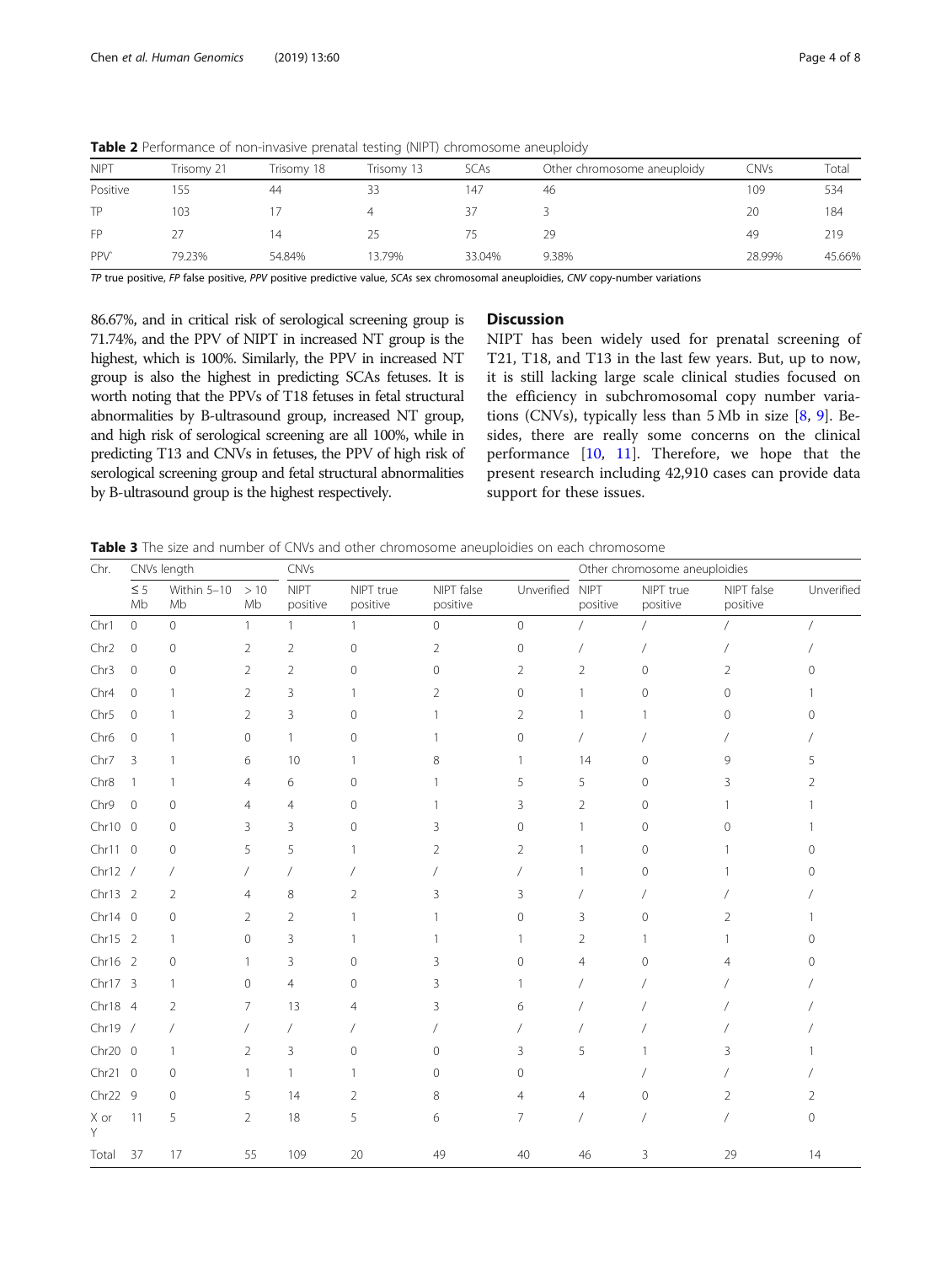**Table 2** Performance of non-invasive prenatal testing (NIPT) chromosome aneuploidy

| NIPT | Trisomy 21 | Trisomy 18 | Trisomy 13 | SCAs | Other chromosome aneuploidy | CNVs | Total |
|---|---|---|---|---|---|---|---|
| Positive | 155 | 44 | 33 | 147 | 46 | 109 | 534 |
| TP | 103 | 17 | 4 | 37 | 3 | 20 | 184 |
| FP | 27 | 14 | 25 | 75 | 29 | 49 | 219 |
| PPV` | 79.23% | 54.84% | 13.79% | 33.04% | 9.38% | 28.99% | 45.66% |

*TP* true positive, *FP* false positive, *PPV* positive predictive value, *SCAs* sex chromosomal aneuploidies, *CNV* copy-number variations

86.67%, and in critical risk of serological screening group is 71.74%, and the PPV of NIPT in increased NT group is the highest, which is 100%. Similarly, the PPV in increased NT group is also the highest in predicting SCAs fetuses. It is worth noting that the PPVs of T18 fetuses in fetal structural abnormalities by B-ultrasound group, increased NT group, and high risk of serological screening are all 100%, while in predicting T13 and CNVs in fetuses, the PPV of high risk of serological screening group and fetal structural abnormalities by B-ultrasound group is the highest respectively.

## Discussion

NIPT has been widely used for prenatal screening of T21, T18, and T13 in the last few years. But, up to now, it is still lacking large scale clinical studies focused on the efficiency in subchromosomal copy number variations (CNVs), typically less than 5 Mb in size [8, 9]. Besides, there are really some concerns on the clinical performance [10, 11]. Therefore, we hope that the present research including 42,910 cases can provide data support for these issues.

**Table 3** The size and number of CNVs and other chromosome aneuploidies on each chromosome

| Chr. | CNVs length | | | CNVs | | | | Other chromosome aneuploidies | | | |
|---|---|---|---|---|---|---|---|---|---|---|---|
| | ≤ 5 Mb | Within 5–10 Mb | > 10 Mb | NIPT positive | NIPT true positive | NIPT false positive | Unverified | NIPT positive | NIPT true positive | NIPT false positive | Unverified |
| Chr1 | 0 | 0 | 1 | 1 | 1 | 0 | 0 | / | / | / | / |
| Chr2 | 0 | 0 | 2 | 2 | 0 | 2 | 0 | / | / | / | / |
| Chr3 | 0 | 0 | 2 | 2 | 0 | 0 | 2 | 2 | 0 | 2 | 0 |
| Chr4 | 0 | 1 | 2 | 3 | 1 | 2 | 0 | 1 | 0 | 0 | 1 |
| Chr5 | 0 | 1 | 2 | 3 | 0 | 1 | 2 | 1 | 1 | 0 | 0 |
| Chr6 | 0 | 1 | 0 | 1 | 0 | 1 | 0 | / | / | / | / |
| Chr7 | 3 | 1 | 6 | 10 | 1 | 8 | 1 | 14 | 0 | 9 | 5 |
| Chr8 | 1 | 1 | 4 | 6 | 0 | 1 | 5 | 5 | 0 | 3 | 2 |
| Chr9 | 0 | 0 | 4 | 4 | 0 | 1 | 3 | 2 | 0 | 1 | 1 |
| Chr10 | 0 | 0 | 3 | 3 | 0 | 3 | 0 | 1 | 0 | 0 | 1 |
| Chr11 | 0 | 0 | 5 | 5 | 1 | 2 | 2 | 1 | 0 | 1 | 0 |
| Chr12 | / | / | / | / | / | / | / | 1 | 0 | 1 | 0 |
| Chr13 | 2 | 2 | 4 | 8 | 2 | 3 | 3 | / | / | / | / |
| Chr14 | 0 | 0 | 2 | 2 | 1 | 1 | 0 | 3 | 0 | 2 | 1 |
| Chr15 | 2 | 1 | 0 | 3 | 1 | 1 | 1 | 2 | 1 | 1 | 0 |
| Chr16 | 2 | 0 | 1 | 3 | 0 | 3 | 0 | 4 | 0 | 4 | 0 |
| Chr17 | 3 | 1 | 0 | 4 | 0 | 3 | 1 | / | / | / | / |
| Chr18 | 4 | 2 | 7 | 13 | 4 | 3 | 6 | / | / | / | / |
| Chr19 | / | / | / | / | / | / | / | / | / | / | / |
| Chr20 | 0 | 1 | 2 | 3 | 0 | 0 | 3 | 5 | 1 | 3 | 1 |
| Chr21 | 0 | 0 | 1 | 1 | 1 | 0 | 0 | | / | / | / |
| Chr22 | 9 | 0 | 5 | 14 | 2 | 8 | 4 | 4 | 0 | 2 | 2 |
| X or Y | 11 | 5 | 2 | 18 | 5 | 6 | 7 | / | / | / | 0 |
| Total | 37 | 17 | 55 | 109 | 20 | 49 | 40 | 46 | 3 | 29 | 14 |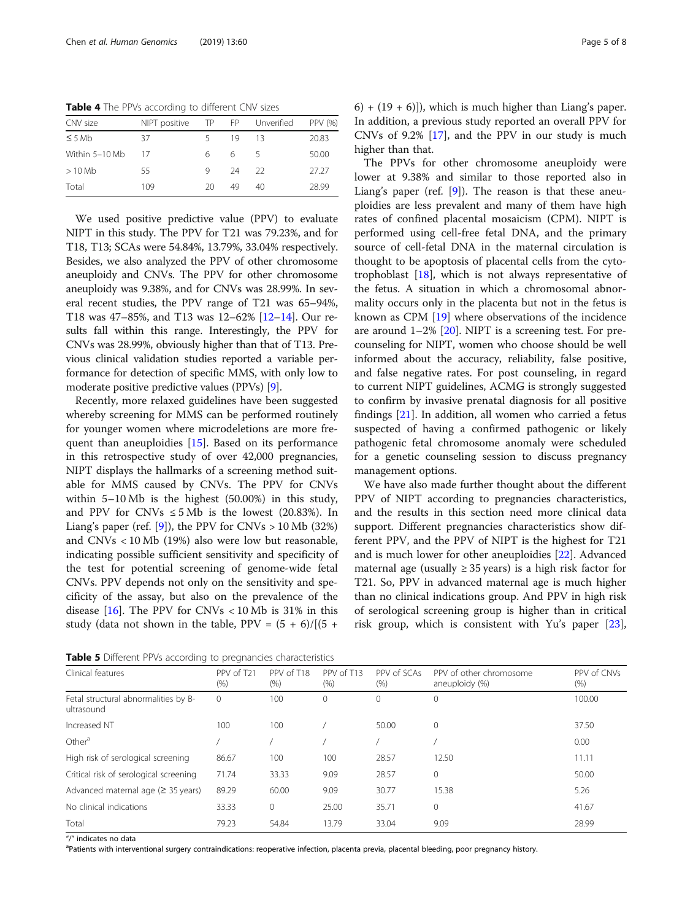**Table 4** The PPVs according to different CNV sizes

| CNV size | NIPT positive | TP | FP | Unverified | PPV (%) |
|---|---|---|---|---|---|
| ≤ 5 Mb | 37 | 5 | 19 | 13 | 20.83 |
| Within 5–10 Mb | 17 | 6 | 6 | 5 | 50.00 |
| > 10 Mb | 55 | 9 | 24 | 22 | 27.27 |
| Total | 109 | 20 | 49 | 40 | 28.99 |

We used positive predictive value (PPV) to evaluate NIPT in this study. The PPV for T21 was 79.23%, and for T18, T13; SCAs were 54.84%, 13.79%, 33.04% respectively. Besides, we also analyzed the PPV of other chromosome aneuploidy and CNVs. The PPV for other chromosome aneuploidy was 9.38%, and for CNVs was 28.99%. In several recent studies, the PPV range of T21 was 65–94%, T18 was 47–85%, and T13 was 12–62% [12–14]. Our results fall within this range. Interestingly, the PPV for CNVs was 28.99%, obviously higher than that of T13. Previous clinical validation studies reported a variable performance for detection of specific MMS, with only low to moderate positive predictive values (PPVs) [9].

Recently, more relaxed guidelines have been suggested whereby screening for MMS can be performed routinely for younger women where microdeletions are more frequent than aneuploidies [15]. Based on its performance in this retrospective study of over 42,000 pregnancies, NIPT displays the hallmarks of a screening method suitable for MMS caused by CNVs. The PPV for CNVs within 5–10 Mb is the highest (50.00%) in this study, and PPV for CNVs ≤ 5 Mb is the lowest (20.83%). In Liang's paper (ref. [9]), the PPV for CNVs > 10 Mb (32%) and CNVs < 10 Mb (19%) also were low but reasonable, indicating possible sufficient sensitivity and specificity of the test for potential screening of genome-wide fetal CNVs. PPV depends not only on the sensitivity and specificity of the assay, but also on the prevalence of the disease [16]. The PPV for CNVs < 10 Mb is 31% in this study (data not shown in the table, $PPV = (5 + 6)/[(5 + 6) + (19 + 6)]$), which is much higher than Liang's paper. In addition, a previous study reported an overall PPV for CNVs of 9.2% [17], and the PPV in our study is much higher than that.

The PPVs for other chromosome aneuploidy were lower at 9.38% and similar to those reported also in Liang's paper (ref. [9]). The reason is that these aneuploidies are less prevalent and many of them have high rates of confined placental mosaicism (CPM). NIPT is performed using cell-free fetal DNA, and the primary source of cell-fetal DNA in the maternal circulation is thought to be apoptosis of placental cells from the cytotrophoblast [18], which is not always representative of the fetus. A situation in which a chromosomal abnormality occurs only in the placenta but not in the fetus is known as CPM [19] where observations of the incidence are around 1–2% [20]. NIPT is a screening test. For precounseling for NIPT, women who choose should be well informed about the accuracy, reliability, false positive, and false negative rates. For post counseling, in regard to current NIPT guidelines, ACMG is strongly suggested to confirm by invasive prenatal diagnosis for all positive findings [21]. In addition, all women who carried a fetus suspected of having a confirmed pathogenic or likely pathogenic fetal chromosome anomaly were scheduled for a genetic counseling session to discuss pregnancy management options.

We have also made further thought about the different PPV of NIPT according to pregnancies characteristics, and the results in this section need more clinical data support. Different pregnancies characteristics show different PPV, and the PPV of NIPT is the highest for T21 and is much lower for other aneuploidies [22]. Advanced maternal age (usually ≥ 35 years) is a high risk factor for T21. So, PPV in advanced maternal age is much higher than no clinical indications group. And PPV in high risk of serological screening group is higher than in critical risk group, which is consistent with Yu's paper [23],

**Table 5** Different PPVs according to pregnancies characteristics

| Clinical features | PPV of T21 (%) | PPV of T18 (%) | PPV of T13 (%) | PPV of SCAs (%) | PPV of other chromosome aneuploidy (%) | PPV of CNVs (%) |
|---|---|---|---|---|---|---|
| Fetal structural abnormalities by B-ultrasound | 0 | 100 | 0 | 0 | 0 | 100.00 |
| Increased NT | 100 | 100 | / | 50.00 | 0 | 37.50 |
| Other[a] | / | / | / | / | / | 0.00 |
| High risk of serological screening | 86.67 | 100 | 100 | 28.57 | 12.50 | 11.11 |
| Critical risk of serological screening | 71.74 | 33.33 | 9.09 | 28.57 | 0 | 50.00 |
| Advanced maternal age (≥ 35 years) | 89.29 | 60.00 | 9.09 | 30.77 | 15.38 | 5.26 |
| No clinical indications | 33.33 | 0 | 25.00 | 35.71 | 0 | 41.67 |
| Total | 79.23 | 54.84 | 13.79 | 33.04 | 9.09 | 28.99 |

"/" indicates no data

[a]Patients with interventional surgery contraindications: reoperative infection, placenta previa, placental bleeding, poor pregnancy history.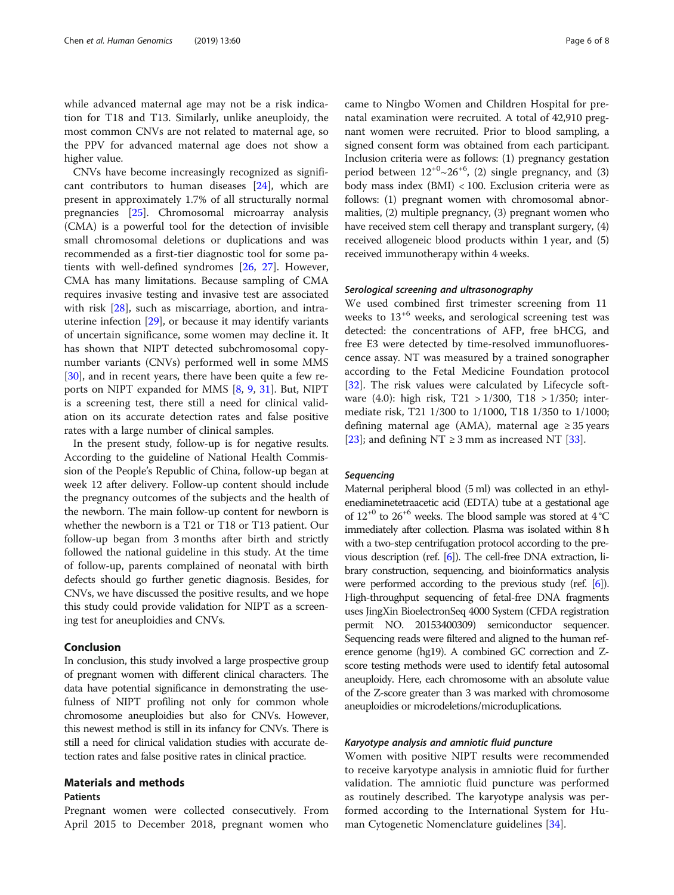while advanced maternal age may not be a risk indication for T18 and T13. Similarly, unlike aneuploidy, the most common CNVs are not related to maternal age, so the PPV for advanced maternal age does not show a higher value.

CNVs have become increasingly recognized as significant contributors to human diseases [24], which are present in approximately 1.7% of all structurally normal pregnancies [25]. Chromosomal microarray analysis (CMA) is a powerful tool for the detection of invisible small chromosomal deletions or duplications and was recommended as a first-tier diagnostic tool for some patients with well-defined syndromes [26, 27]. However, CMA has many limitations. Because sampling of CMA requires invasive testing and invasive test are associated with risk [28], such as miscarriage, abortion, and intrauterine infection [29], or because it may identify variants of uncertain significance, some women may decline it. It has shown that NIPT detected subchromosomal copy-number variants (CNVs) performed well in some MMS [30], and in recent years, there have been quite a few reports on NIPT expanded for MMS [8, 9, 31]. But, NIPT is a screening test, there still a need for clinical validation on its accurate detection rates and false positive rates with a large number of clinical samples.

In the present study, follow-up is for negative results. According to the guideline of National Health Commission of the People's Republic of China, follow-up began at week 12 after delivery. Follow-up content should include the pregnancy outcomes of the subjects and the health of the newborn. The main follow-up content for newborn is whether the newborn is a T21 or T18 or T13 patient. Our follow-up began from 3 months after birth and strictly followed the national guideline in this study. At the time of follow-up, parents complained of neonatal with birth defects should go further genetic diagnosis. Besides, for CNVs, we have discussed the positive results, and we hope this study could provide validation for NIPT as a screening test for aneuploidies and CNVs.

## Conclusion

In conclusion, this study involved a large prospective group of pregnant women with different clinical characters. The data have potential significance in demonstrating the usefulness of NIPT profiling not only for common whole chromosome aneuploidies but also for CNVs. However, this newest method is still in its infancy for CNVs. There is still a need for clinical validation studies with accurate detection rates and false positive rates in clinical practice.

## Materials and methods

### Patients

Pregnant women were collected consecutively. From April 2015 to December 2018, pregnant women who came to Ningbo Women and Children Hospital for prenatal examination were recruited. A total of 42,910 pregnant women were recruited. Prior to blood sampling, a signed consent form was obtained from each participant. Inclusion criteria were as follows: (1) pregnancy gestation period between $12^{+0}$~$26^{+6}$, (2) single pregnancy, and (3) body mass index (BMI) < 100. Exclusion criteria were as follows: (1) pregnant women with chromosomal abnormalities, (2) multiple pregnancy, (3) pregnant women who have received stem cell therapy and transplant surgery, (4) received allogeneic blood products within 1 year, and (5) received immunotherapy within 4 weeks.

#### *Serological screening and ultrasonography*

We used combined first trimester screening from 11 weeks to $13^{+6}$ weeks, and serological screening test was detected: the concentrations of AFP, free bHCG, and free E3 were detected by time-resolved immunofluorescence assay. NT was measured by a trained sonographer according to the Fetal Medicine Foundation protocol [32]. The risk values were calculated by Lifecycle software (4.0): high risk, T21 > 1/300, T18 > 1/350; intermediate risk, T21 1/300 to 1/1000, T18 1/350 to 1/1000; defining maternal age (AMA), maternal age ≥ 35 years [23]; and defining NT ≥ 3 mm as increased NT [33].

#### *Sequencing*

Maternal peripheral blood (5 ml) was collected in an ethylenediaminetetraacetic acid (EDTA) tube at a gestational age of $12^{+0}$ to $26^{+6}$ weeks. The blood sample was stored at 4 °C immediately after collection. Plasma was isolated within 8 h with a two-step centrifugation protocol according to the previous description (ref. [6]). The cell-free DNA extraction, library construction, sequencing, and bioinformatics analysis were performed according to the previous study (ref. [6]). High-throughput sequencing of fetal-free DNA fragments uses JingXin BioelectronSeq 4000 System (CFDA registration permit NO. 20153400309) semiconductor sequencer. Sequencing reads were filtered and aligned to the human reference genome (hg19). A combined GC correction and Z-score testing methods were used to identify fetal autosomal aneuploidy. Here, each chromosome with an absolute value of the Z-score greater than 3 was marked with chromosome aneuploidies or microdeletions/microduplications.

#### *Karyotype analysis and amniotic fluid puncture*

Women with positive NIPT results were recommended to receive karyotype analysis in amniotic fluid for further validation. The amniotic fluid puncture was performed as routinely described. The karyotype analysis was performed according to the International System for Human Cytogenetic Nomenclature guidelines [34].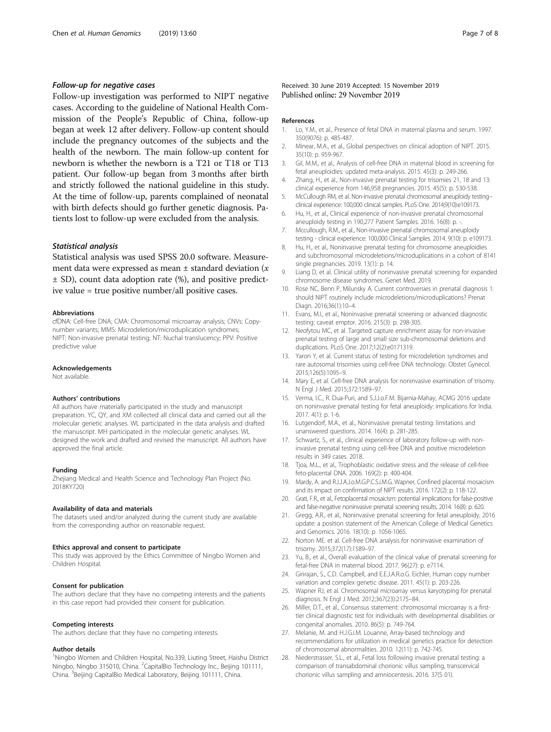### Follow-up for negative cases

Follow-up investigation was performed to NIPT negative cases. According to the guideline of National Health Commission of the People's Republic of China, follow-up began at week 12 after delivery. Follow-up content should include the pregnancy outcomes of the subjects and the health of the newborn. The main follow-up content for newborn is whether the newborn is a T21 or T18 or T13 patient. Our follow-up began from 3 months after birth and strictly followed the national guideline in this study. At the time of follow-up, parents complained of neonatal with birth defects should go further genetic diagnosis. Patients lost to follow-up were excluded from the analysis.

### Statistical analysis

Statistical analysis was used SPSS 20.0 software. Measurement data were expressed as mean ± standard deviation ($x$ ± SD), count data adoption rate (%), and positive predictive value = true positive number/all positive cases.

#### Abbreviations

cfDNA: Cell-free DNA; CMA: Chromosomal microarray analysis; CNVs: Copy-number variants; MMS: Microdeletion/microduplication syndromes; NIPT: Non-invasive prenatal testing; NT: Nuchal translucency; PPV: Positive predictive value

#### Acknowledgements

Not available.

#### Authors' contributions

All authors have materially participated in the study and manuscript preparation. YC, QY, and XM collected all clinical data and carried out all the molecular genetic analyses. WL participated in the data analysis and drafted the manuscript. MH participated in the molecular genetic analyses. WL designed the work and drafted and revised the manuscript. All authors have approved the final article.

#### Funding

Zhejiang Medical and Health Science and Technology Plan Project (No. 2018KY720)

#### Availability of data and materials

The datasets used and/or analyzed during the current study are available from the corresponding author on reasonable request.

#### Ethics approval and consent to participate

This study was approved by the Ethics Committee of Ningbo Women and Children Hospital.

#### Consent for publication

The authors declare that they have no competing interests and the patients in this case report had provided their consent for publication.

#### Competing interests

The authors declare that they have no competing interests.

#### Author details

[1]Ningbo Women and Children Hospital, No.339, Liuting Street, Haishu District Ningbo, Ningbo 315010, China. [2]CapitalBio Technology Inc., Beijing 101111, China. [3]Beijing CapitalBio Medical Laboratory, Beijing 101111, China.

Received: 30 June 2019 Accepted: 15 November 2019
Published online: 29 November 2019

#### References

1. Lo, Y.M., et al., Presence of fetal DNA in maternal plasma and serum. 1997. 350(9076): p. 485-487.
2. Minear, M.A., et al., Global perspectives on clinical adoption of NIPT. 2015. 35(10): p. 959-967.
3. Gil, M.M., et al., Analysis of cell-free DNA in maternal blood in screening for fetal aneuploidies: updated meta-analysis. 2015. 45(3): p. 249-266.
4. Zhang, H., et al., Non-invasive prenatal testing for trisomies 21, 18 and 13: clinical experience from 146,958 pregnancies. 2015. 45(5): p. 530-538.
5. McCullough RM, et al. Non-invasive prenatal chromosomal aneuploidy testing--clinical experience: 100,000 clinical samples. PLoS One. 2014;9(10):e109173.
6. Hu, H., et al., Clinical experience of non-invasive prenatal chromosomal aneuploidy testing in 190,277 Patient Samples. 2016. 16(8): p. -.
7. Mccullough, R.M., et al., Non-invasive prenatal chromosomal aneuploidy testing - clinical experience: 100,000 Clinical Samples. 2014. 9(10): p. e109173.
8. Hu, H., et al., Noninvasive prenatal testing for chromosome aneuploidies and subchromosomal microdeletions/microduplications in a cohort of 8141 single pregnancies. 2019. 13(1): p. 14.
9. Liang D, et al. Clinical utility of noninvasive prenatal screening for expanded chromosome disease syndromes. Genet Med. 2019.
10. Rose NC, Benn P, Milunsky A. Current controversies in prenatal diagnosis 1: should NIPT routinely include microdeletions/microduplications? Prenat Diagn. 2016;36(1):10–4.
11. Evans, M.I., et al., Noninvasive prenatal screening or advanced diagnostic testing: caveat emptor. 2016. 215(3): p. 298-305.
12. Neofytou MC, et al. Targeted capture enrichment assay for non-invasive prenatal testing of large and small size sub-chromosomal deletions and duplications. PLoS One. 2017;12(2):e0171319.
13. Yaron Y, et al. Current status of testing for microdeletion syndromes and rare autosomal trisomies using cell-free DNA technology. Obstet Gynecol. 2015;126(5):1095–9.
14. Mary E, et al. Cell-free DNA analysis for noninvasive examination of trisomy. N Engl J Med. 2015;372:1589–97.
15. Verma, I.C., R. Dua-Puri, and S.J.J.o.F.M. Bijarnia-Mahay, ACMG 2016 update on noninvasive prenatal testing for fetal aneuploidy: implications for India. 2017. 4(1): p. 1-6.
16. Lutgendorf, M.A., et al., Noninvasive prenatal testing: limitations and unanswered questions. 2014. 16(4): p. 281-285.
17. Schwartz, S., et al., clinical experience of laboratory follow-up with non-invasive prenatal testing using cell-free DNA and positive microdeletion results in 349 cases. 2018.
18. Tjoa, M.L., et al., Trophoblastic oxidative stress and the release of cell-free feto-placental DNA. 2006. 169(2): p. 400-404.
19. Mardy, A. and R.J.J.A.J.o.M.G.P.C.S.i.M.G. Wapner, Confined placental mosaicism and its impact on confirmation of NIPT results. 2016. 172(2): p. 118-122.
20. Grati, F.R., et al., Fetoplacental mosaicism: potential implications for false-positive and false-negative noninvasive prenatal screening results. 2014. 16(8): p. 620.
21. Gregg, A.R., et al., Noninvasive prenatal screening for fetal aneuploidy, 2016 update: a position statement of the American College of Medical Genetics and Genomics. 2016. 18(10): p. 1056-1065.
22. Norton ME. et al. Cell-free DNA analysis for noninvasive examination of trisomy. 2015;372(17):1589–97.
23. Yu, B., et al., Overall evaluation of the clinical value of prenatal screening for fetal-free DNA in maternal blood. 2017. 96(27): p. e7114.
24. Girirajan, S., C.D. Campbell, and E.E.J.A.R.o.G. Eichler, Human copy number variation and complex genetic disease. 2011. 45(1): p. 203-226.
25. Wapner RJ, et al. Chromosomal microarray versus karyotyping for prenatal diagnosis. N Engl J Med. 2012;367(23):2175–84.
26. Miller, D.T., et al., Consensus statement: chromosomal microarray is a first-tier clinical diagnostic test for individuals with developmental disabilities or congenital anomalies. 2010. 86(5): p. 749-764.
27. Melanie, M. and H.J.G.i.M. Louanne, Array-based technology and recommendations for utilization in medical genetics practice for detection of chromosomal abnormalities. 2010. 12(11): p. 742-745.
28. Niederstrasser, S.L., et al., Fetal loss following invasive prenatal testing: a comparison of transabdominal chorionic villus sampling, transcervical chorionic villus sampling and amniocentesis. 2016. 37(S 01).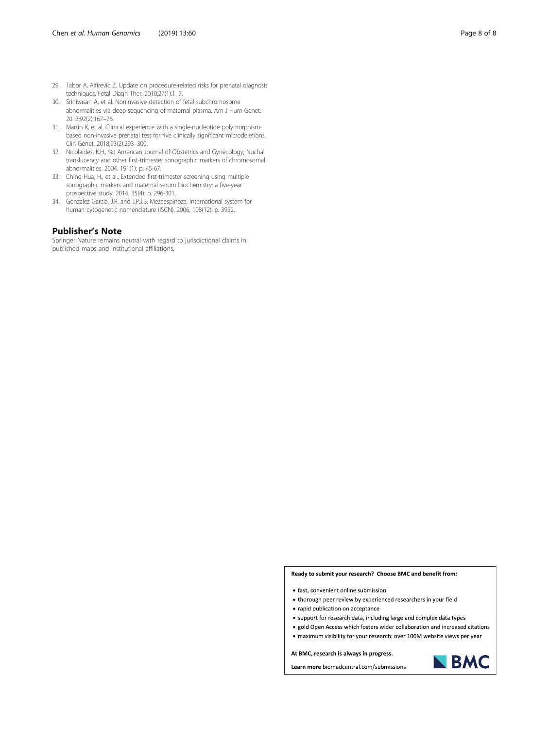29. Tabor A, Alfirevic Z. Update on procedure-related risks for prenatal diagnosis techniques. Fetal Diagn Ther. 2010;27(1):1–7.
30. Srinivasan A, et al. Noninvasive detection of fetal subchromosome abnormalities via deep sequencing of maternal plasma. Am J Hum Genet. 2013;92(2):167–76.
31. Martin K, et al. Clinical experience with a single-nucleotide polymorphism-based non-invasive prenatal test for five clinically significant microdeletions. Clin Genet. 2018;93(2):293–300.
32. Nicolaides, K.H., %J American Journal of Obstetrics and Gynecology, Nuchal translucency and other first-trimester sonographic markers of chromosomal abnormalities. 2004. 191(1): p. 45-67.
33. Ching-Hua, H., et al., Extended first-trimester screening using multiple sonographic markers and maternal serum biochemistry: a five-year prospective study. 2014. 35(4): p. 296-301.
34. Gonzalez Garcia, J.R. and J.P.J.B. Mezaespinoza, International system for human cytogenetic nomenclature (ISCN). 2006. 108(12): p. 3952.

## Publisher's Note

Springer Nature remains neutral with regard to jurisdictional claims in published maps and institutional affiliations.

**Ready to submit your research? Choose BMC and benefit from:**

- fast, convenient online submission
- thorough peer review by experienced researchers in your field
- rapid publication on acceptance
- support for research data, including large and complex data types
- gold Open Access which fosters wider collaboration and increased citations
- maximum visibility for your research: over 100M website views per year

**At BMC, research is always in progress.**

**Learn more** biomedcentral.com/submissions

BMC